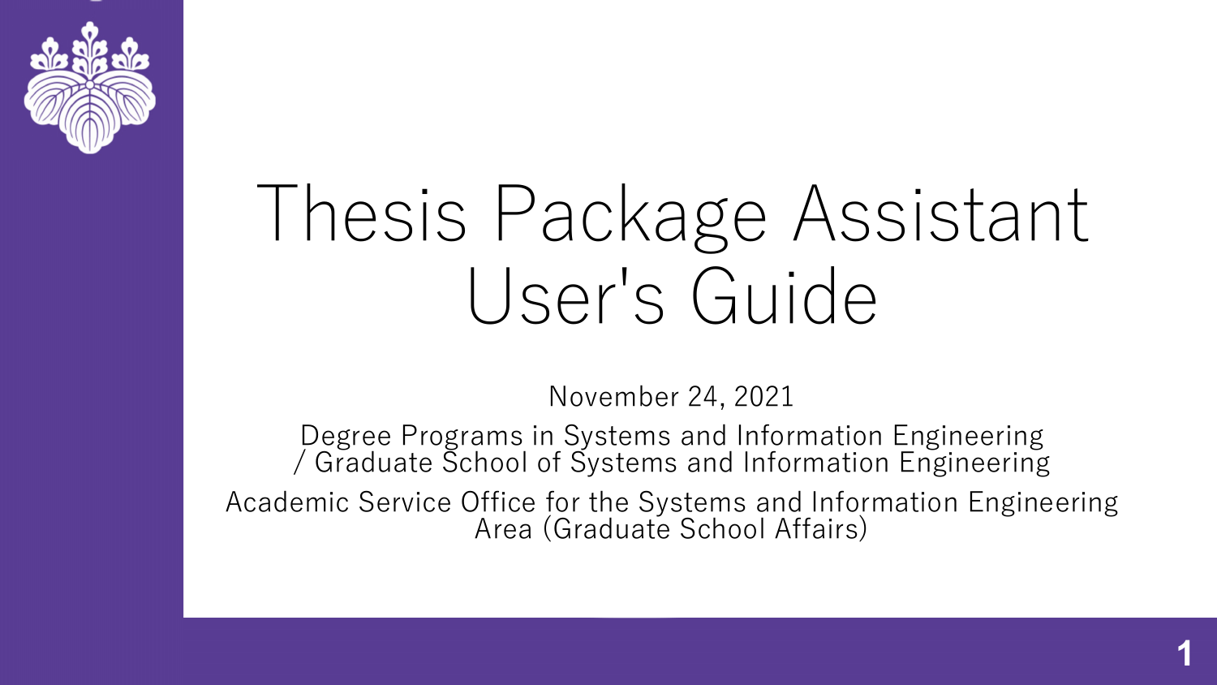# Thesis Package Assistant User's Guide

November 24, 2021

Degree Programs in Systems and Information Engineering / Graduate School of Systems and Information Engineering

Academic Service Office for the Systems and Information Engineering Area (Graduate School Affairs)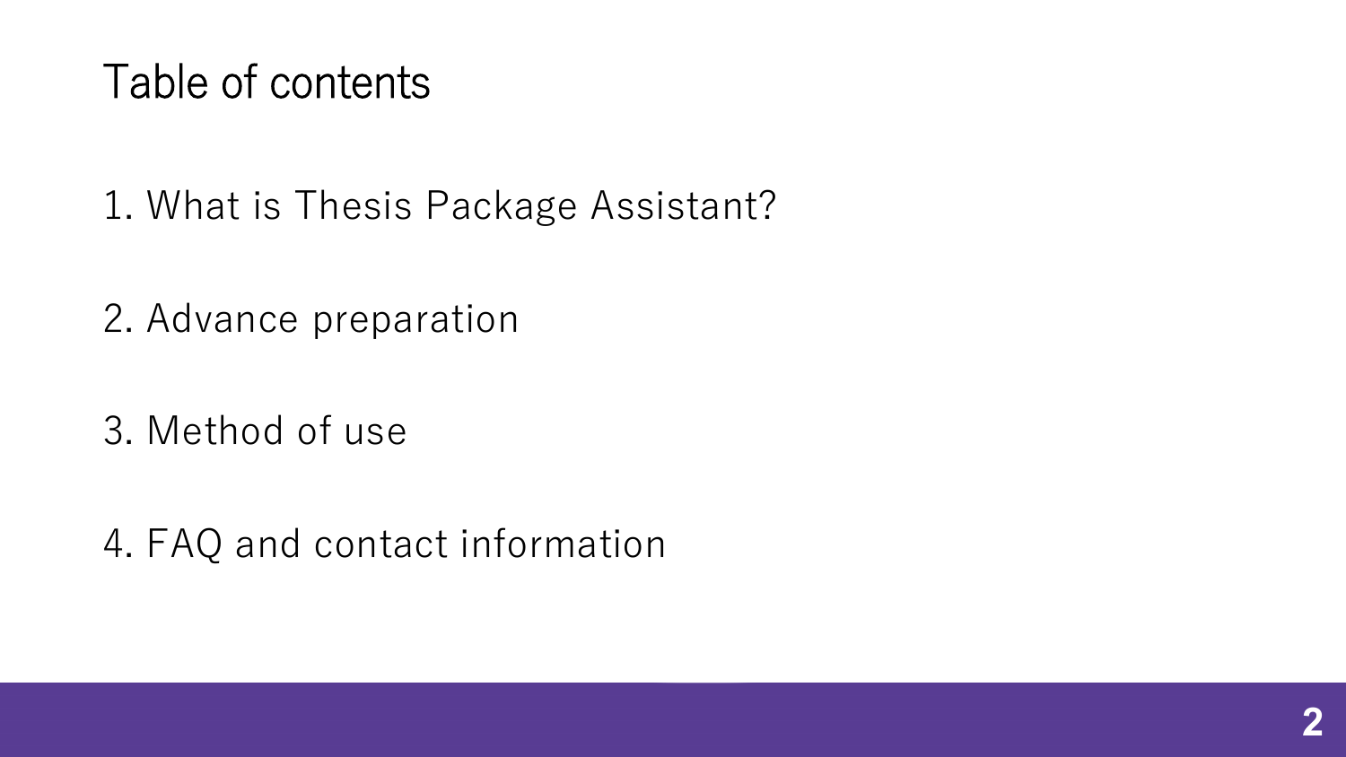# Table of contents

1. What is Thesis Package Assistant?

2. Advance preparation

3. Method of use

4. FAQ and contact information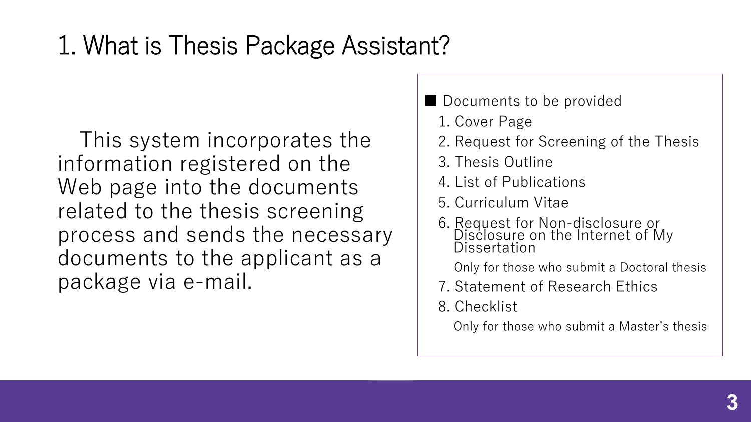# 1. What is Thesis Package Assistant?

This system incorporates the information registered on the Web page into the documents related to the thesis screening process and sends the necessary documents to the applicant as a package via e-mail.

■ Documents to be provided

1. Cover Page
2. Request for Screening of the Thesis
3. Thesis Outline
4. List of Publications
5. Curriculum Vitae
6. Request for Non-disclosure or Disclosure on the Internet of My Dissertation
   Only for those who submit a Doctoral thesis
7. Statement of Research Ethics
8. Checklist
   Only for those who submit a Master's thesis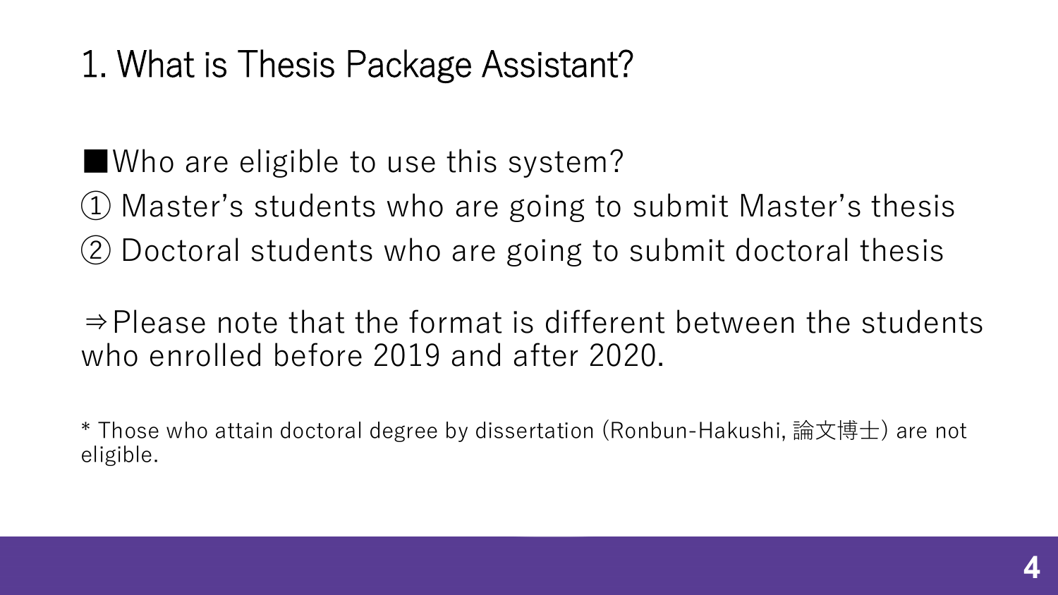# 1. What is Thesis Package Assistant?

■Who are eligible to use this system?

① Master’s students who are going to submit Master’s thesis

② Doctoral students who are going to submit doctoral thesis

⇒Please note that the format is different between the students who enrolled before 2019 and after 2020.

* Those who attain doctoral degree by dissertation (Ronbun-Hakushi, 論文博士) are not eligible.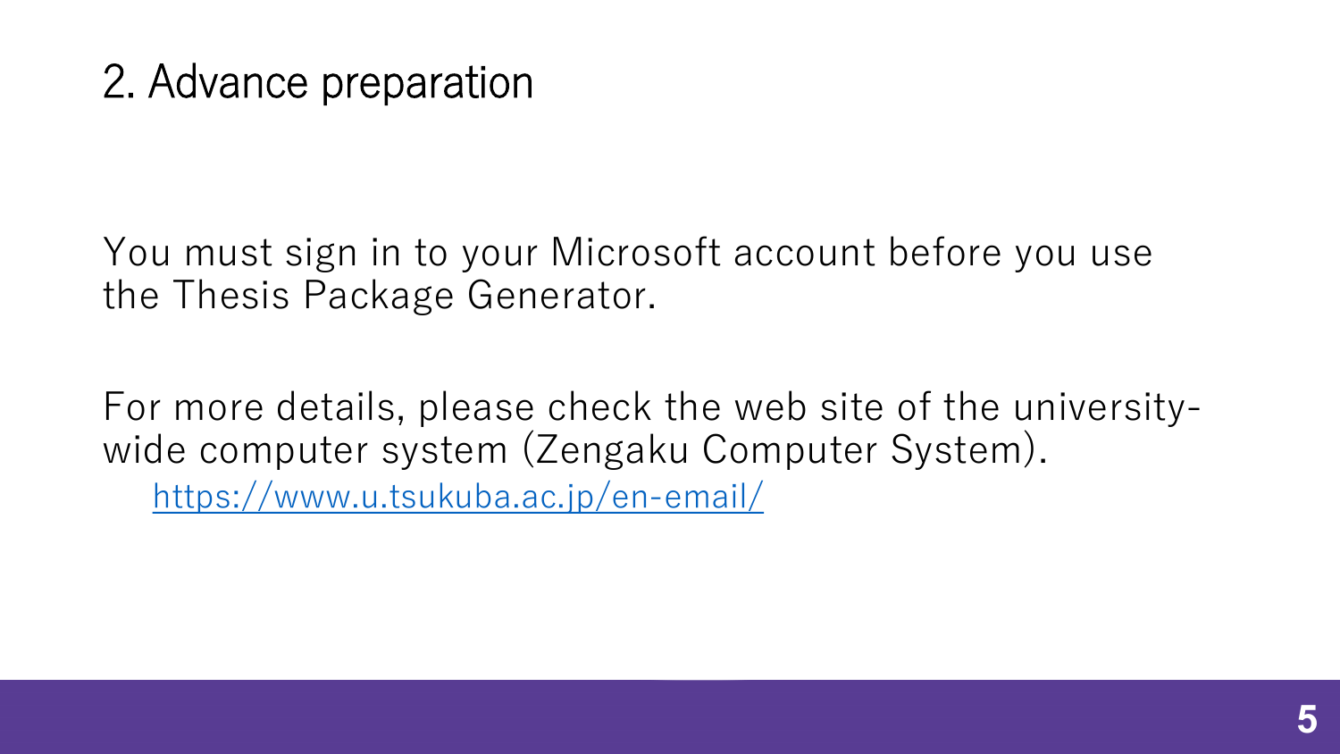## 2. Advance preparation

You must sign in to your Microsoft account before you use the Thesis Package Generator.

For more details, please check the web site of the university-wide computer system (Zengaku Computer System).

https://www.u.tsukuba.ac.jp/en-email/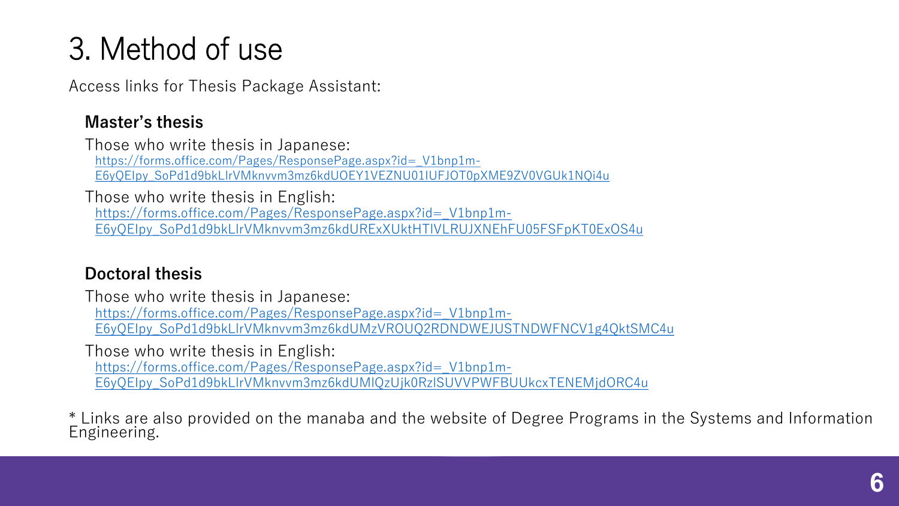# 3. Method of use

Access links for Thesis Package Assistant:

**Master's thesis**

Those who write thesis in Japanese:
https://forms.office.com/Pages/ResponsePage.aspx?id=_V1bnp1m-E6yQEIpy_SoPd1d9bkLIrVMknvvm3mz6kdUOEY1VEZNU01IUFJOT0pXME9ZV0VGUk1NQi4u

Those who write thesis in English:
https://forms.office.com/Pages/ResponsePage.aspx?id=_V1bnp1m-E6yQEIpy_SoPd1d9bkLIrVMknvvm3mz6kdURExXUktHTlVLRUJXNEhFU05FSFpKT0ExOS4u

**Doctoral thesis**

Those who write thesis in Japanese:
https://forms.office.com/Pages/ResponsePage.aspx?id=_V1bnp1m-E6yQEIpy_SoPd1d9bkLIrVMknvvm3mz6kdUMzVROUQ2RDNDWEJUSTNDWFNCV1g4QktSMC4u

Those who write thesis in English:
https://forms.office.com/Pages/ResponsePage.aspx?id=_V1bnp1m-E6yQEIpy_SoPd1d9bkLIrVMknvvm3mz6kdUMlQzUjk0RzlSUVVPWFBUUkcxTENEMjdORC4u

* Links are also provided on the manaba and the website of Degree Programs in the Systems and Information Engineering.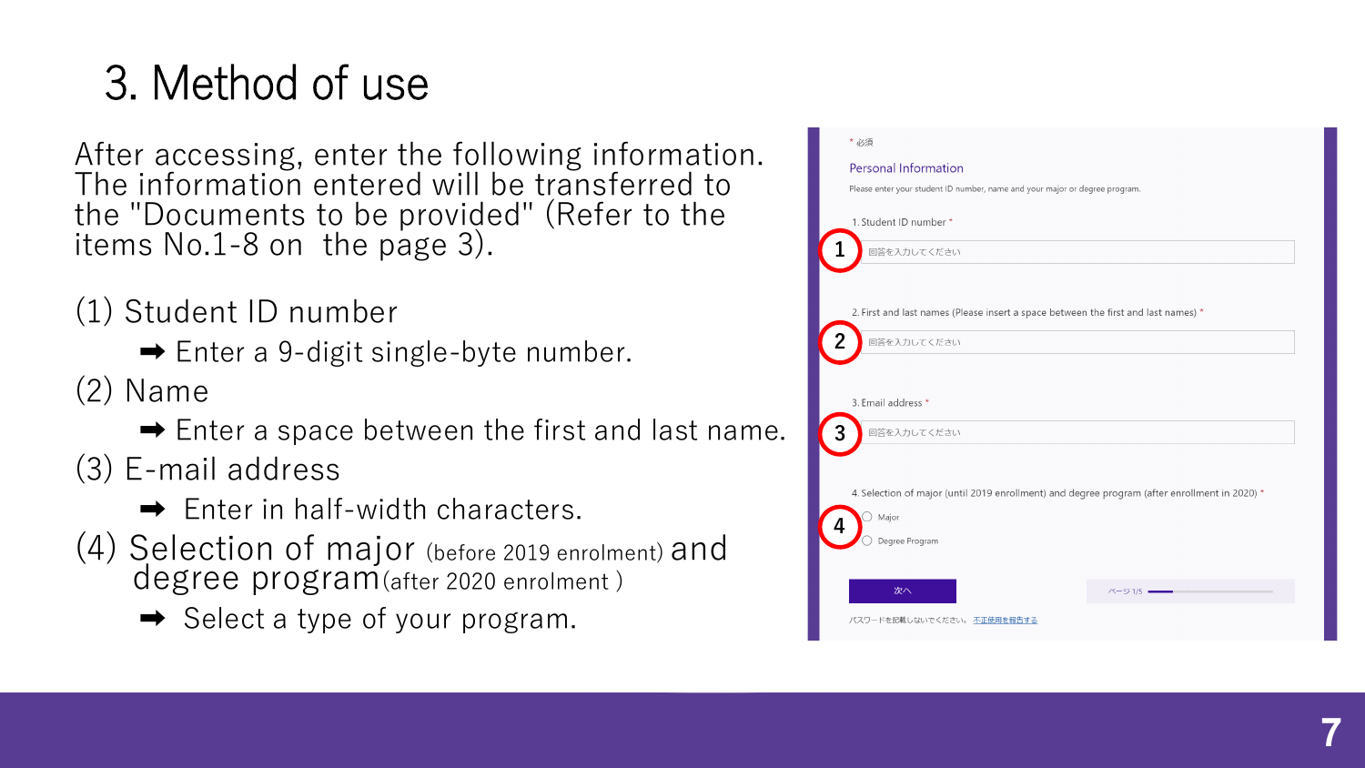# 3. Method of use

After accessing, enter the following information. The information entered will be transferred to the "Documents to be provided" (Refer to the items No.1-8 on the page 3).

(1) Student ID number

➡ Enter a 9-digit single-byte number.

(2) Name

➡ Enter a space between the first and last name.

(3) E-mail address

➡ Enter in half-width characters.

(4) Selection of major (before 2019 enrolment) and degree program (after 2020 enrolment )

➡ Select a type of your program.

\* 必須

Personal Information

Please enter your student ID number, name and your major or degree program.

1. Student ID number *

① 回答を入力してください

2. First and last names (Please insert a space between the first and last names) *

② 回答を入力してください

3. Email address *

③ 回答を入力してください

4. Selection of major (until 2019 enrollment) and degree program (after enrollment in 2020) *

④
- Major
- Degree Program

次へ

ページ 1/5

パスワードを記載しないでください。 不正使用を報告する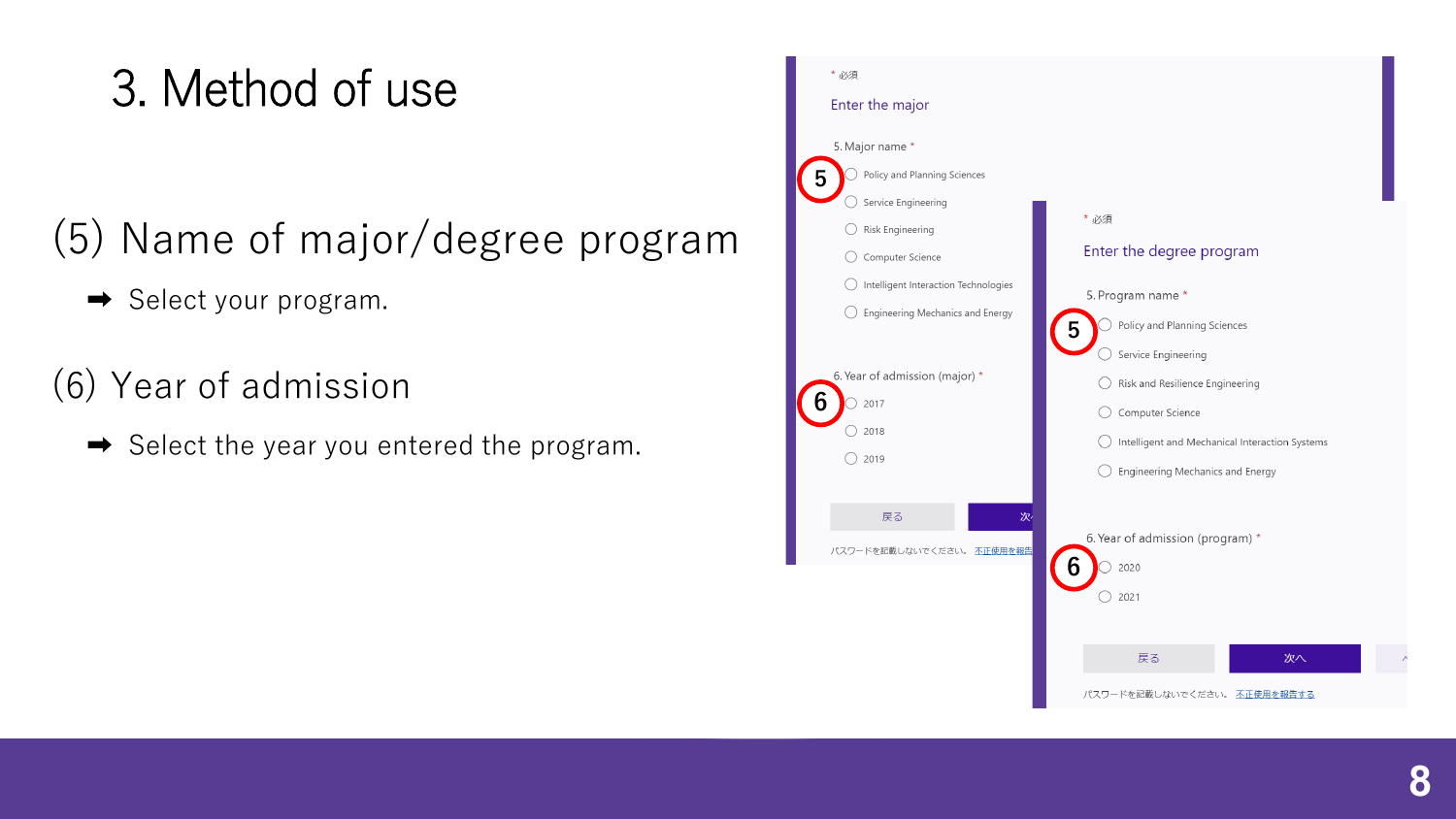# 3. Method of use

## (5) Name of major/degree program

➡ Select your program.

## (6) Year of admission

➡ Select the year you entered the program.

\* 必須

Enter the major

5. Major name \*

- Policy and Planning Sciences
- Service Engineering
- Risk Engineering
- Computer Science
- Intelligent Interaction Technologies
- Engineering Mechanics and Energy

6. Year of admission (major) \*

- 2017
- 2018
- 2019

戻る　次へ

パスワードを記載しないでください。 不正使用を報告する

\* 必須

Enter the degree program

5. Program name \*

- Policy and Planning Sciences
- Service Engineering
- Risk and Resilience Engineering
- Computer Science
- Intelligent and Mechanical Interaction Systems
- Engineering Mechanics and Energy

6. Year of admission (program) \*

- 2020
- 2021

戻る　次へ

パスワードを記載しないでください。 不正使用を報告する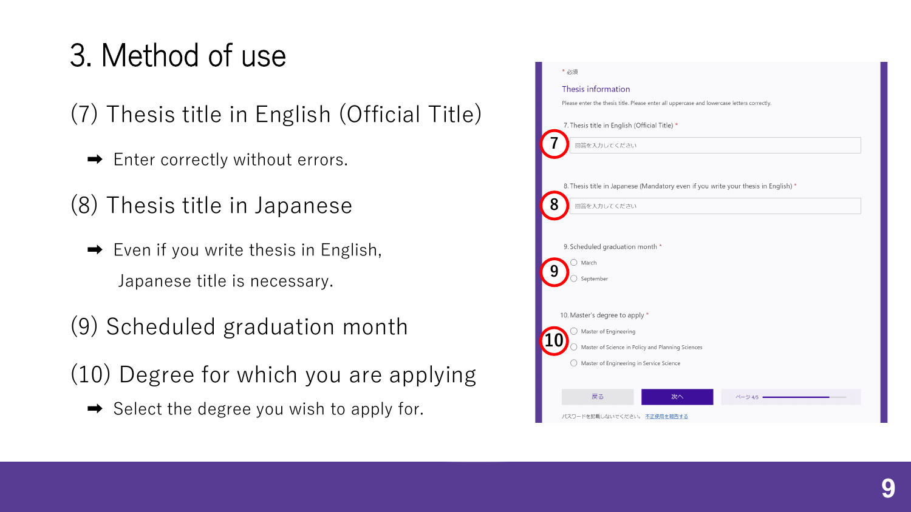# 3. Method of use

## (7) Thesis title in English (Official Title)

➡ Enter correctly without errors.

## (8) Thesis title in Japanese

➡ Even if you write thesis in English, Japanese title is necessary.

## (9) Scheduled graduation month

## (10) Degree for which you are applying

➡ Select the degree you wish to apply for.

\* 必須

**Thesis information**

Please enter the thesis title. Please enter all uppercase and lowercase letters correctly.

7. Thesis title in English (Official Title) *

回答を入力してください

8. Thesis title in Japanese (Mandatory even if you write your thesis in English) *

回答を入力してください

9. Scheduled graduation month *

- March
- September

10. Master's degree to apply *

- Master of Engineering
- Master of Science in Policy and Planning Sciences
- Master of Engineering in Service Science

戻る | 次へ | ページ 4/5

パスワードを記載しないでください。 不正使用を報告する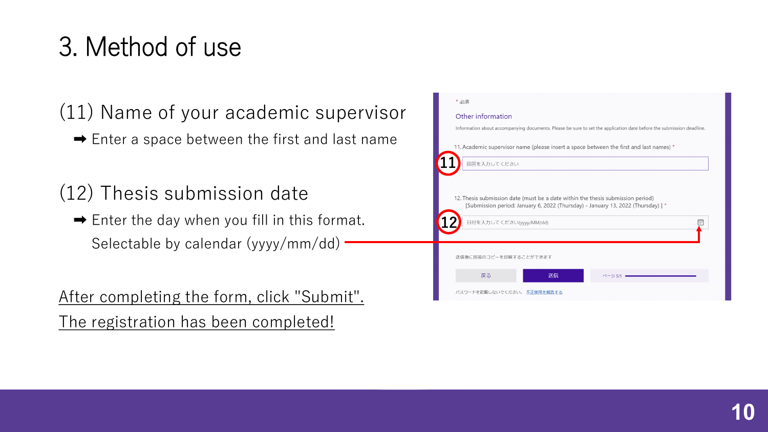# 3. Method of use

(11) Name of your academic supervisor

➡ Enter a space between the first and last name

(12) Thesis submission date

➡ Enter the day when you fill in this format.
Selectable by calendar (yyyy/mm/dd)

After completing the form, click "Submit".
The registration has been completed!

\* 必須

Other information

Information about accompanying documents. Please be sure to set the application date before the submission deadline.

11. Academic supervisor name (please insert a space between the first and last names) *

回答を入力してください

12. Thesis submission date (must be a date within the thesis submission period)
[Submission period: January 6, 2022 (Thursday) - January 13, 2022 (Thursday) ] *

日付を入力してください(yyyy/MM/dd)

送信後に回答のコピーを印刷することができます

戻る | 送信 | ページ 5/5

パスワードを記載しないでください。 不正使用を報告する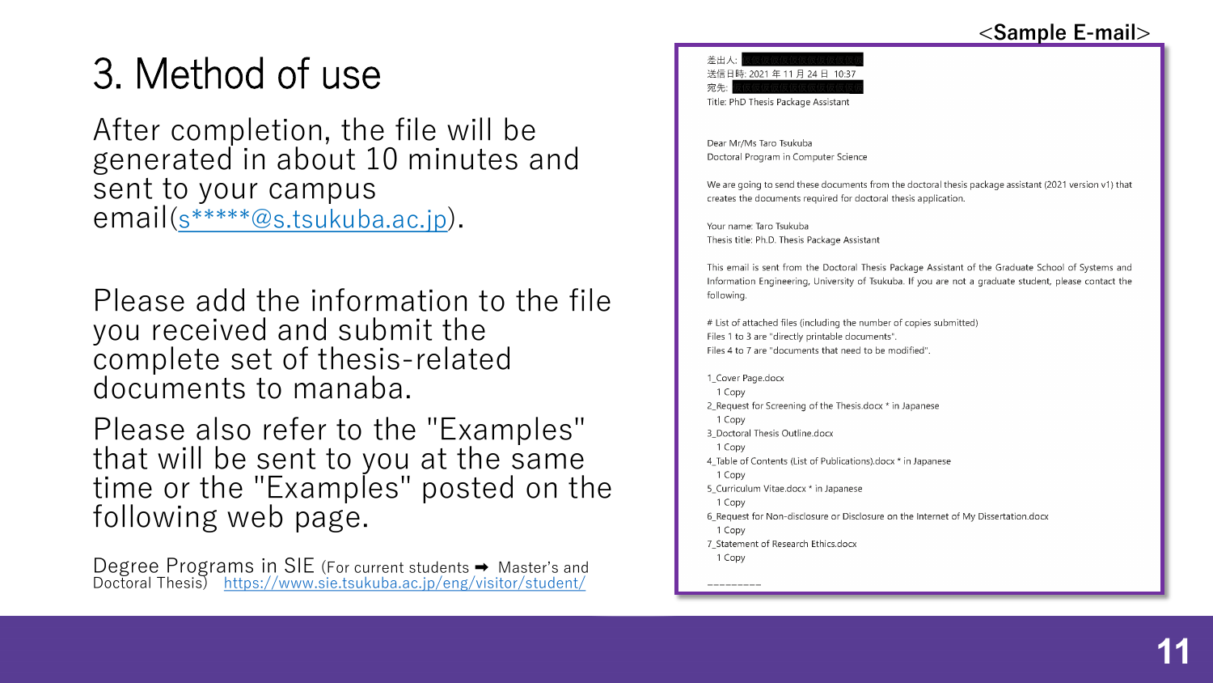# 3. Method of use

After completion, the file will be generated in about 10 minutes and sent to your campus email(s*****@s.tsukuba.ac.jp).

Please add the information to the file you received and submit the complete set of thesis-related documents to manaba.

Please also refer to the "Examples" that will be sent to you at the same time or the "Examples" posted on the following web page.

Degree Programs in SIE (For current students ➡ Master's and Doctoral Thesis) https://www.sie.tsukuba.ac.jp/eng/visitor/student/

**<Sample E-mail>**

差出人:
送信日時: 2021 年 11 月 24 日 10:37
宛先:
Title: PhD Thesis Package Assistant

Dear Mr/Ms Taro Tsukuba
Doctoral Program in Computer Science

We are going to send these documents from the doctoral thesis package assistant (2021 version v1) that creates the documents required for doctoral thesis application.

Your name: Taro Tsukuba
Thesis title: Ph.D. Thesis Package Assistant

This email is sent from the Doctoral Thesis Package Assistant of the Graduate School of Systems and Information Engineering, University of Tsukuba. If you are not a graduate student, please contact the following.

# List of attached files (including the number of copies submitted)
Files 1 to 3 are "directly printable documents".
Files 4 to 7 are "documents that need to be modified".

1_Cover Page.docx
  1 Copy
2_Request for Screening of the Thesis.docx * in Japanese
  1 Copy
3_Doctoral Thesis Outline.docx
  1 Copy
4_Table of Contents (List of Publications).docx * in Japanese
  1 Copy
5_Curriculum Vitae.docx * in Japanese
  1 Copy
6_Request for Non-disclosure or Disclosure on the Internet of My Dissertation.docx
  1 Copy
7_Statement of Research Ethics.docx
  1 Copy

---------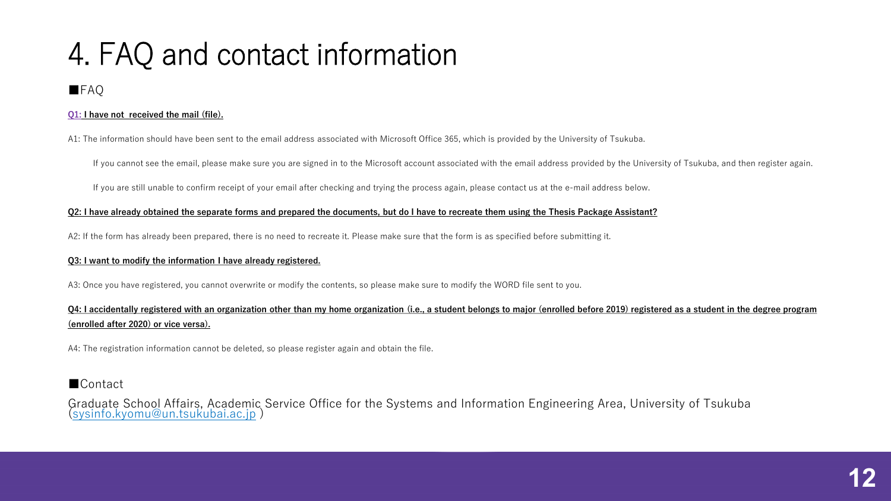# 4. FAQ and contact information

■FAQ

**Q1: I have not  received the mail (file).**

A1: The information should have been sent to the email address associated with Microsoft Office 365, which is provided by the University of Tsukuba.

If you cannot see the email, please make sure you are signed in to the Microsoft account associated with the email address provided by the University of Tsukuba, and then register again.

If you are still unable to confirm receipt of your email after checking and trying the process again, please contact us at the e-mail address below.

**Q2: I have already obtained the separate forms and prepared the documents, but do I have to recreate them using the Thesis Package Assistant?**

A2: If the form has already been prepared, there is no need to recreate it. Please make sure that the form is as specified before submitting it.

**Q3: I want to modify the information I have already registered.**

A3: Once you have registered, you cannot overwrite or modify the contents, so please make sure to modify the WORD file sent to you.

**Q4: I accidentally registered with an organization other than my home organization (i.e., a student belongs to major (enrolled before 2019) registered as a student in the degree program (enrolled after 2020) or vice versa).**

A4: The registration information cannot be deleted, so please register again and obtain the file.

■Contact

Graduate School Affairs, Academic Service Office for the Systems and Information Engineering Area, University of Tsukuba (sysinfo.kyomu@un.tsukubai.ac.jp )